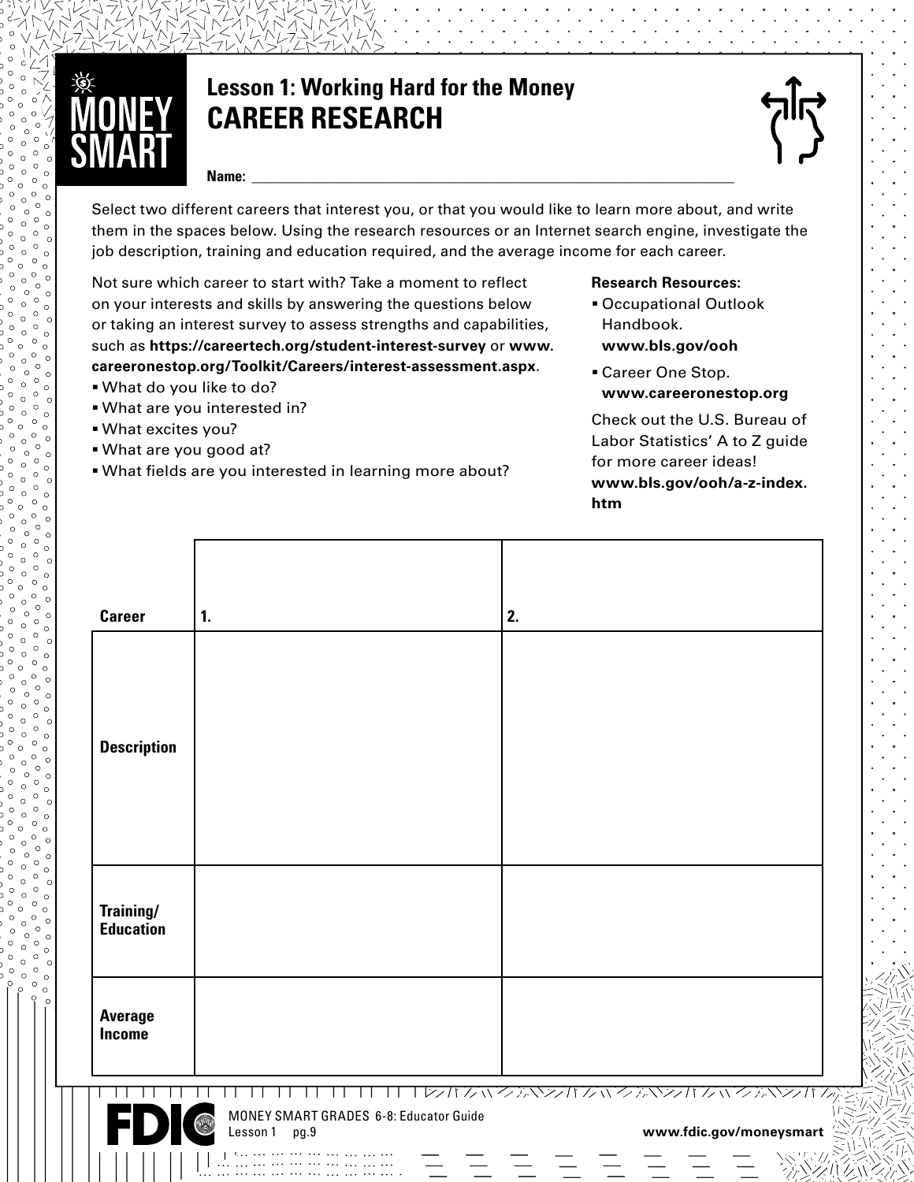# Lesson 1: Working Hard for the Money

## CAREER RESEARCH

**Name:** ______________________________________________

Select two different careers that interest you, or that you would like to learn more about, and write them in the spaces below. Using the research resources or an Internet search engine, investigate the job description, training and education required, and the average income for each career.

Not sure which career to start with? Take a moment to reflect on your interests and skills by answering the questions below or taking an interest survey to assess strengths and capabilities, such as **https://careertech.org/student-interest-survey** or **www.careeronestop.org/Toolkit/Careers/interest-assessment.aspx**.

- What do you like to do?
- What are you interested in?
- What excites you?
- What are you good at?
- What fields are you interested in learning more about?

**Research Resources:**

- Occupational Outlook Handbook. **www.bls.gov/ooh**
- Career One Stop. **www.careeronestop.org**

Check out the U.S. Bureau of Labor Statistics' A to Z guide for more career ideas! **www.bls.gov/ooh/a-z-index.htm**

| **Career** | **1.** | **2.** |
|---|---|---|
| **Description** | | |
| **Training/ Education** | | |
| **Average Income** | | |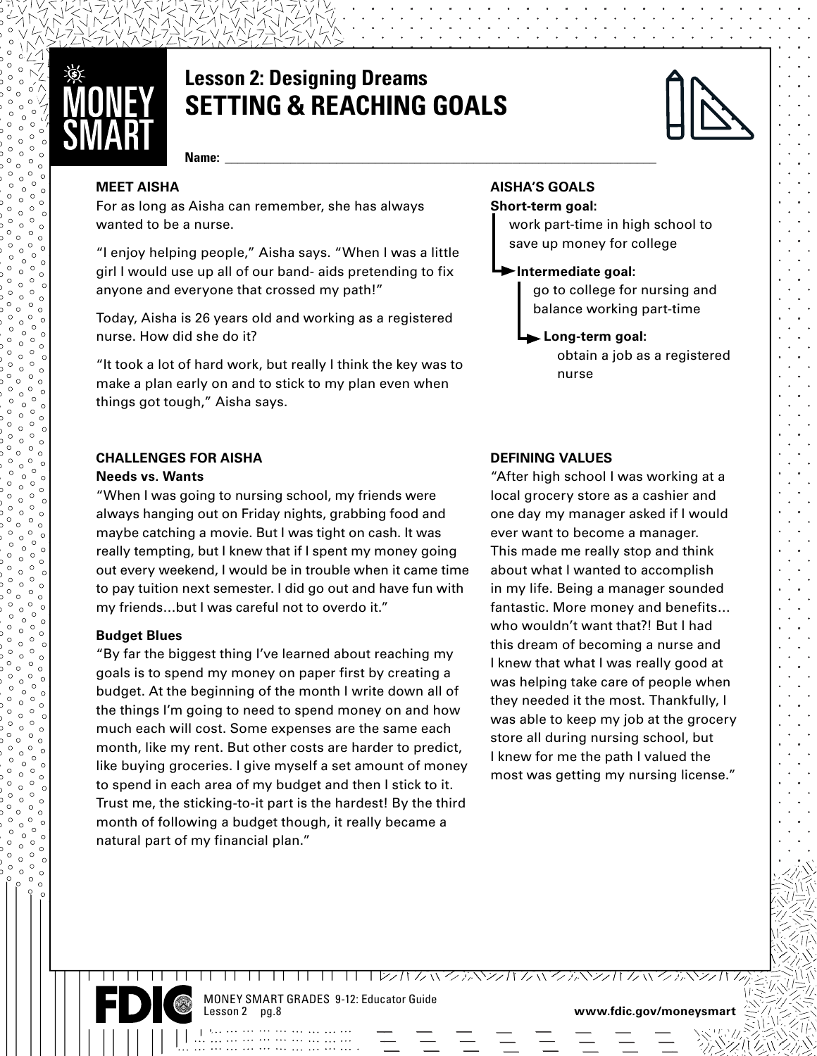# Lesson 2: Designing Dreams
## SETTING & REACHING GOALS

**Name:** ______________________________

### MEET AISHA

For as long as Aisha can remember, she has always wanted to be a nurse.

"I enjoy helping people," Aisha says. "When I was a little girl I would use up all of our band- aids pretending to fix anyone and everyone that crossed my path!"

Today, Aisha is 26 years old and working as a registered nurse. How did she do it?

"It took a lot of hard work, but really I think the key was to make a plan early on and to stick to my plan even when things got tough," Aisha says.

### AISHA'S GOALS

**Short-term goal:**
work part-time in high school to save up money for college

**Intermediate goal:**
go to college for nursing and balance working part-time

**Long-term goal:**
obtain a job as a registered nurse

### CHALLENGES FOR AISHA

**Needs vs. Wants**

"When I was going to nursing school, my friends were always hanging out on Friday nights, grabbing food and maybe catching a movie. But I was tight on cash. It was really tempting, but I knew that if I spent my money going out every weekend, I would be in trouble when it came time to pay tuition next semester. I did go out and have fun with my friends…but I was careful not to overdo it."

**Budget Blues**

"By far the biggest thing I've learned about reaching my goals is to spend my money on paper first by creating a budget. At the beginning of the month I write down all of the things I'm going to need to spend money on and how much each will cost. Some expenses are the same each month, like my rent. But other costs are harder to predict, like buying groceries. I give myself a set amount of money to spend in each area of my budget and then I stick to it. Trust me, the sticking-to-it part is the hardest! By the third month of following a budget though, it really became a natural part of my financial plan."

### DEFINING VALUES

"After high school I was working at a local grocery store as a cashier and one day my manager asked if I would ever want to become a manager. This made me really stop and think about what I wanted to accomplish in my life. Being a manager sounded fantastic. More money and benefits… who wouldn't want that?! But I had this dream of becoming a nurse and I knew that what I was really good at was helping take care of people when they needed it the most. Thankfully, I was able to keep my job at the grocery store all during nursing school, but I knew for me the path I valued the most was getting my nursing license."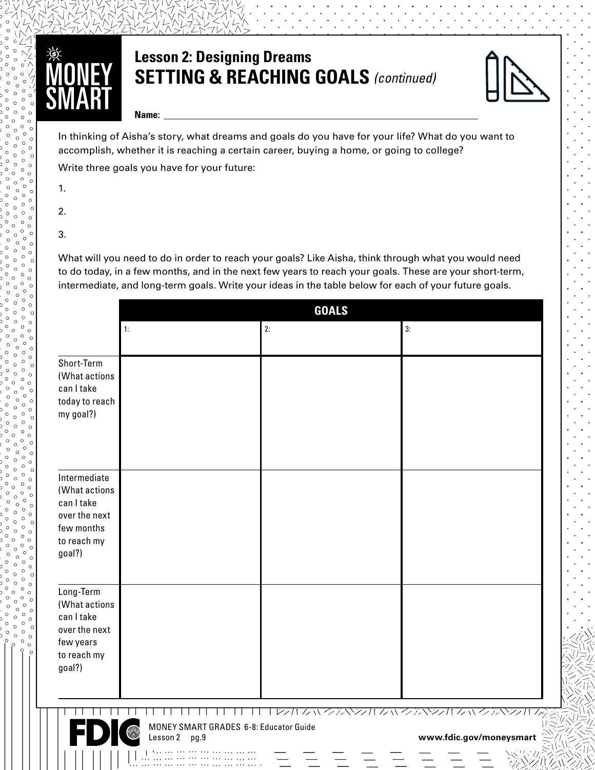MONEY SMART

# Lesson 2: Designing Dreams

## SETTING & REACHING GOALS *(continued)*

**Name:** ______________________________________________

In thinking of Aisha's story, what dreams and goals do you have for your life? What do you want to accomplish, whether it is reaching a certain career, buying a home, or going to college?

Write three goals you have for your future:

1.

2.

3.

What will you need to do in order to reach your goals? Like Aisha, think through what you would need to do today, in a few months, and in the next few years to reach your goals. These are your short-term, intermediate, and long-term goals. Write your ideas in the table below for each of your future goals.

| | GOALS | | |
|---|---|---|---|
| | 1: | 2: | 3: |
| Short-Term (What actions can I take today to reach my goal?) | | | |
| Intermediate (What actions can I take over the next few months to reach my goal?) | | | |
| Long-Term (What actions can I take over the next few years to reach my goal?) | | | |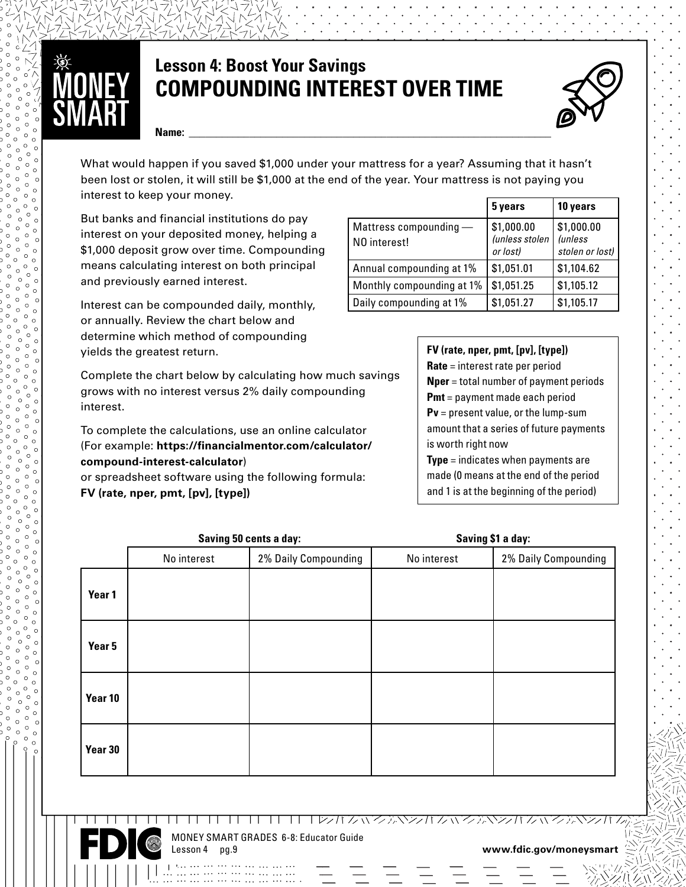# Lesson 4: Boost Your Savings

## COMPOUNDING INTEREST OVER TIME

**Name:** ___________________________________________

What would happen if you saved $1,000 under your mattress for a year? Assuming that it hasn't been lost or stolen, it will still be $1,000 at the end of the year. Your mattress is not paying you interest to keep your money.

But banks and financial institutions do pay interest on your deposited money, helping a $1,000 deposit grow over time. Compounding means calculating interest on both principal and previously earned interest.

Interest can be compounded daily, monthly, or annually. Review the chart below and determine which method of compounding yields the greatest return.

| | 5 years | 10 years |
|---|---|---|
| Mattress compounding — NO interest! | $1,000.00 *(unless stolen or lost)* | $1,000.00 *(unless stolen or lost)* |
| Annual compounding at 1% | $1,051.01 | $1,104.62 |
| Monthly compounding at 1% | $1,051.25 | $1,105.12 |
| Daily compounding at 1% | $1,051.27 | $1,105.17 |

Complete the chart below by calculating how much savings grows with no interest versus 2% daily compounding interest.

To complete the calculations, use an online calculator (For example: **https://financialmentor.com/calculator/compound-interest-calculator**) or spreadsheet software using the following formula: **FV (rate, nper, pmt, [pv], [type])**

**FV (rate, nper, pmt, [pv], [type])**
**Rate** = interest rate per period
**Nper** = total number of payment periods
**Pmt** = payment made each period
**Pv** = present value, or the lump-sum amount that a series of future payments is worth right now
**Type** = indicates when payments are made (0 means at the end of the period and 1 is at the beginning of the period)

| | **Saving 50 cents a day:** | | **Saving $1 a day:** | |
|---|---|---|---|---|
| | No interest | 2% Daily Compounding | No interest | 2% Daily Compounding |
| **Year 1** | | | | |
| **Year 5** | | | | |
| **Year 10** | | | | |
| **Year 30** | | | | |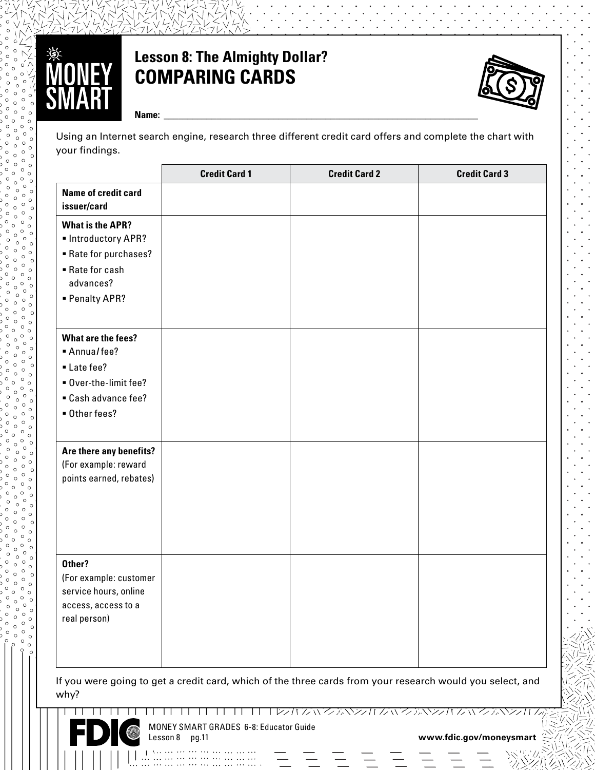# Lesson 8: The Almighty Dollar?

## COMPARING CARDS

**Name:** ______________________________________________

Using an Internet search engine, research three different credit card offers and complete the chart with your findings.

| | Credit Card 1 | Credit Card 2 | Credit Card 3 |
|---|---|---|---|
| **Name of credit card issuer/card** | | | |
| **What is the APR?** <br> ▪ Introductory APR? <br> ▪ Rate for purchases? <br> ▪ Rate for cash advances? <br> ▪ Penalty APR? | | | |
| **What are the fees?** <br> ▪ Annual fee? <br> ▪ Late fee? <br> ▪ Over-the-limit fee? <br> ▪ Cash advance fee? <br> ▪ Other fees? | | | |
| **Are there any benefits?** (For example: reward points earned, rebates) | | | |
| **Other?** (For example: customer service hours, online access, access to a real person) | | | |

If you were going to get a credit card, which of the three cards from your research would you select, and why?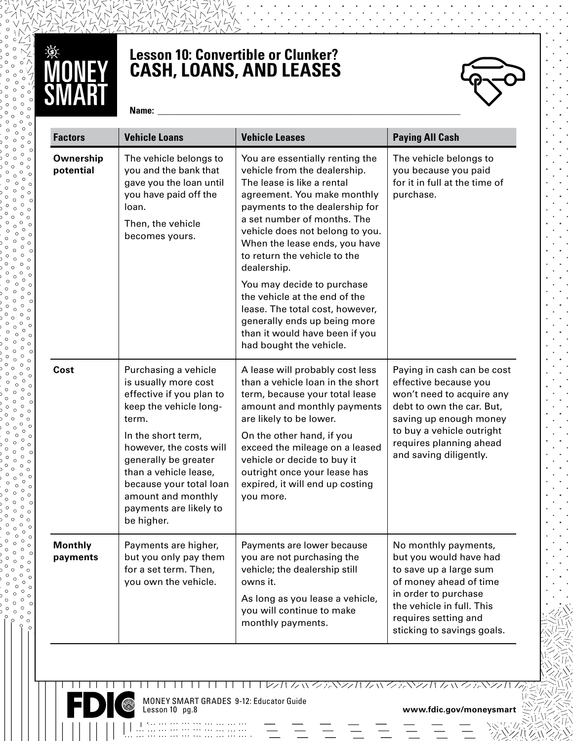# Lesson 10: Convertible or Clunker?

## CASH, LOANS, AND LEASES

**Name:** ______________________________

| Factors | Vehicle Loans | Vehicle Leases | Paying All Cash |
|---|---|---|---|
| **Ownership potential** | The vehicle belongs to you and the bank that gave you the loan until you have paid off the loan. Then, the vehicle becomes yours. | You are essentially renting the vehicle from the dealership. The lease is like a rental agreement. You make monthly payments to the dealership for a set number of months. The vehicle does not belong to you. When the lease ends, you have to return the vehicle to the dealership. You may decide to purchase the vehicle at the end of the lease. The total cost, however, generally ends up being more than it would have been if you had bought the vehicle. | The vehicle belongs to you because you paid for it in full at the time of purchase. |
| **Cost** | Purchasing a vehicle is usually more cost effective if you plan to keep the vehicle long-term. In the short term, however, the costs will generally be greater than a vehicle lease, because your total loan amount and monthly payments are likely to be higher. | A lease will probably cost less than a vehicle loan in the short term, because your total lease amount and monthly payments are likely to be lower. On the other hand, if you exceed the mileage on a leased vehicle or decide to buy it outright once your lease has expired, it will end up costing you more. | Paying in cash can be cost effective because you won't need to acquire any debt to own the car. But, saving up enough money to buy a vehicle outright requires planning ahead and saving diligently. |
| **Monthly payments** | Payments are higher, but you only pay them for a set term. Then, you own the vehicle. | Payments are lower because you are not purchasing the vehicle; the dealership still owns it. As long as you lease a vehicle, you will continue to make monthly payments. | No monthly payments, but you would have had to save up a large sum of money ahead of time in order to purchase the vehicle in full. This requires setting and sticking to savings goals. |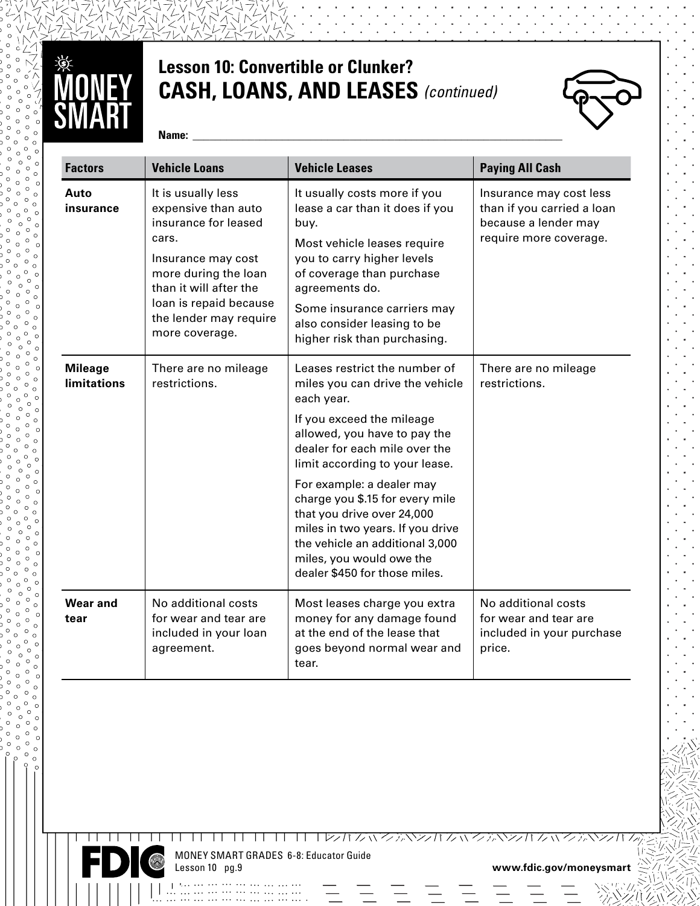# Lesson 10: Convertible or Clunker?

## CASH, LOANS, AND LEASES *(continued)*

**Name:** ______________________________

| Factors | Vehicle Loans | Vehicle Leases | Paying All Cash |
|---|---|---|---|
| **Auto insurance** | It is usually less expensive than auto insurance for leased cars.<br><br>Insurance may cost more during the loan than it will after the loan is repaid because the lender may require more coverage. | It usually costs more if you lease a car than it does if you buy.<br><br>Most vehicle leases require you to carry higher levels of coverage than purchase agreements do.<br><br>Some insurance carriers may also consider leasing to be higher risk than purchasing. | Insurance may cost less than if you carried a loan because a lender may require more coverage. |
| **Mileage limitations** | There are no mileage restrictions. | Leases restrict the number of miles you can drive the vehicle each year.<br><br>If you exceed the mileage allowed, you have to pay the dealer for each mile over the limit according to your lease.<br><br>For example: a dealer may charge you $.15 for every mile that you drive over 24,000 miles in two years. If you drive the vehicle an additional 3,000 miles, you would owe the dealer $450 for those miles. | There are no mileage restrictions. |
| **Wear and tear** | No additional costs for wear and tear are included in your loan agreement. | Most leases charge you extra money for any damage found at the end of the lease that goes beyond normal wear and tear. | No additional costs for wear and tear are included in your purchase price. |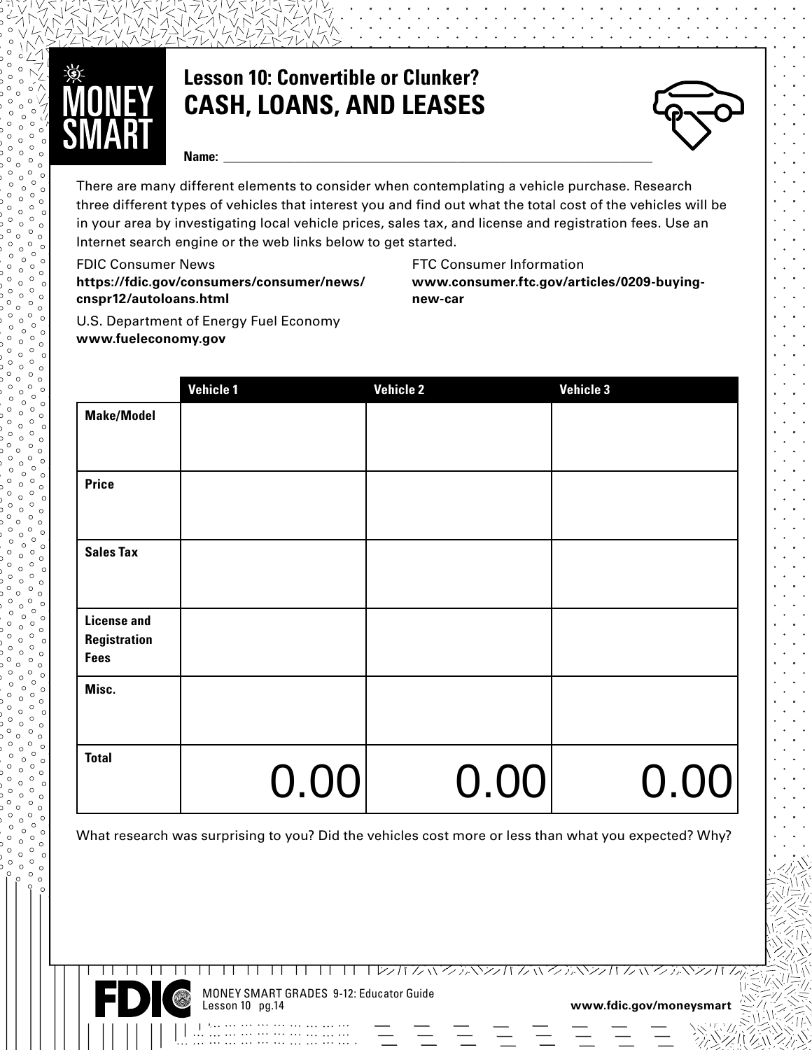# Lesson 10: Convertible or Clunker?

## CASH, LOANS, AND LEASES

**Name:** ______________________________________________

There are many different elements to consider when contemplating a vehicle purchase. Research three different types of vehicles that interest you and find out what the total cost of the vehicles will be in your area by investigating local vehicle prices, sales tax, and license and registration fees. Use an Internet search engine or the web links below to get started.

FDIC Consumer News
**https://fdic.gov/consumers/consumer/news/cnspr12/autoloans.html**

U.S. Department of Energy Fuel Economy
**www.fueleconomy.gov**

FTC Consumer Information
**www.consumer.ftc.gov/articles/0209-buying-new-car**

| | Vehicle 1 | Vehicle 2 | Vehicle 3 |
|---|---|---|---|
| **Make/Model** | | | |
| **Price** | | | |
| **Sales Tax** | | | |
| **License and Registration Fees** | | | |
| **Misc.** | | | |
| **Total** | 0.00 | 0.00 | 0.00 |

What research was surprising to you? Did the vehicles cost more or less than what you expected? Why?